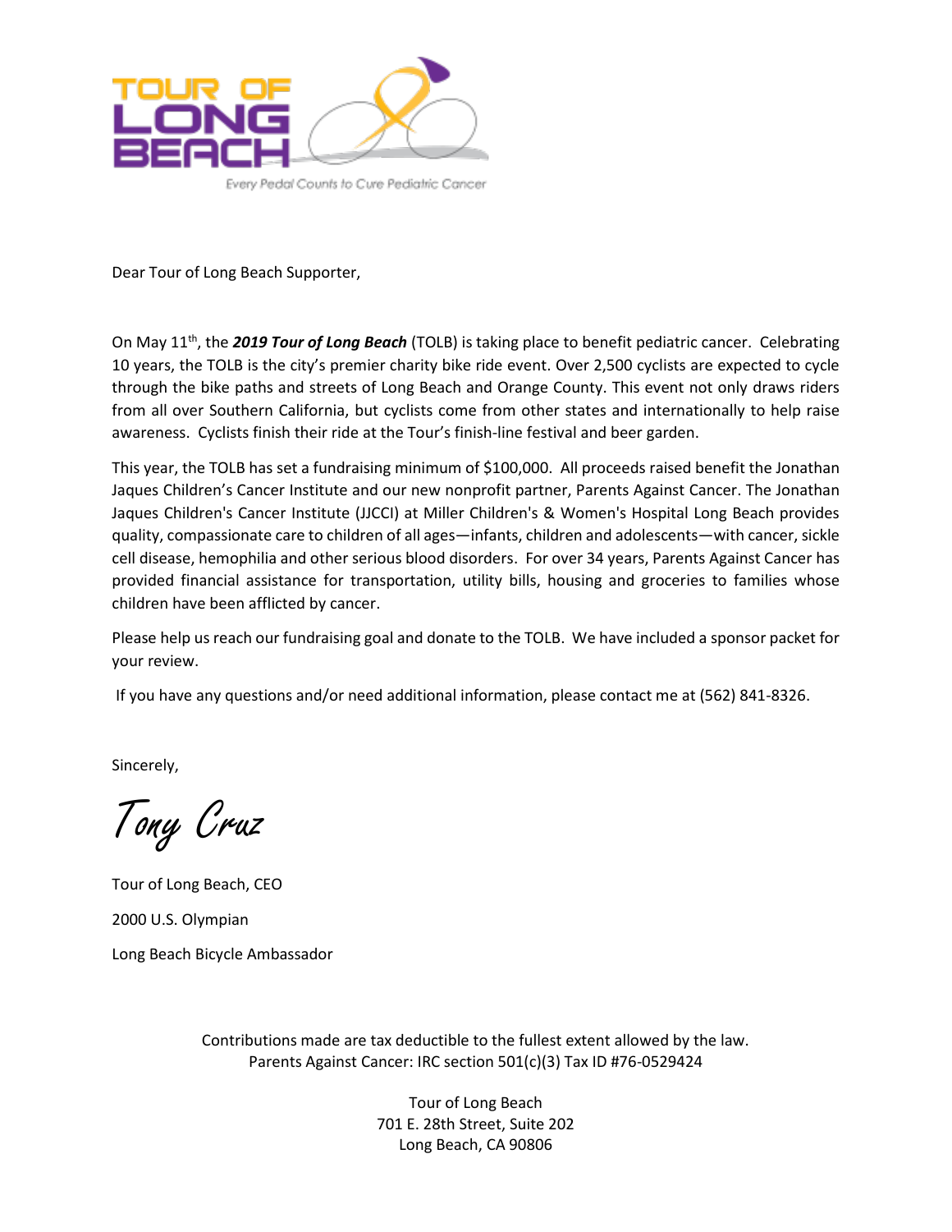TOUR OF LONG BEACH

Every Pedal Counts to Cure Pediatric Cancer

Dear Tour of Long Beach Supporter,

On May 11th, the ***2019 Tour of Long Beach*** (TOLB) is taking place to benefit pediatric cancer. Celebrating 10 years, the TOLB is the city's premier charity bike ride event. Over 2,500 cyclists are expected to cycle through the bike paths and streets of Long Beach and Orange County. This event not only draws riders from all over Southern California, but cyclists come from other states and internationally to help raise awareness. Cyclists finish their ride at the Tour's finish-line festival and beer garden.

This year, the TOLB has set a fundraising minimum of $100,000. All proceeds raised benefit the Jonathan Jaques Children's Cancer Institute and our new nonprofit partner, Parents Against Cancer. The Jonathan Jaques Children's Cancer Institute (JJCCI) at Miller Children's & Women's Hospital Long Beach provides quality, compassionate care to children of all ages—infants, children and adolescents—with cancer, sickle cell disease, hemophilia and other serious blood disorders. For over 34 years, Parents Against Cancer has provided financial assistance for transportation, utility bills, housing and groceries to families whose children have been afflicted by cancer.

Please help us reach our fundraising goal and donate to the TOLB. We have included a sponsor packet for your review.

If you have any questions and/or need additional information, please contact me at (562) 841-8326.

Sincerely,

*Tony Cruz*

Tour of Long Beach, CEO

2000 U.S. Olympian

Long Beach Bicycle Ambassador

Contributions made are tax deductible to the fullest extent allowed by the law.
Parents Against Cancer: IRC section 501(c)(3) Tax ID #76-0529424

Tour of Long Beach
701 E. 28th Street, Suite 202
Long Beach, CA 90806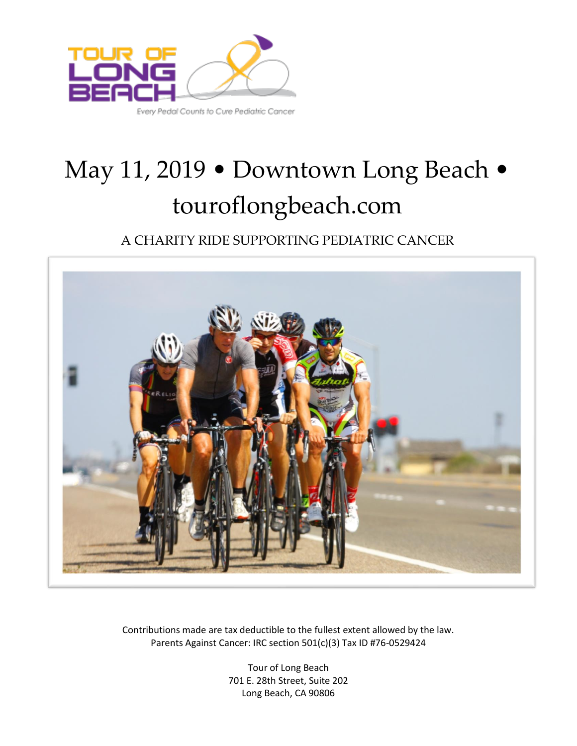TOUR OF LONG BEACH

Every Pedal Counts to Cure Pediatric Cancer

# May 11, 2019 • Downtown Long Beach • touroflongbeach.com

A CHARITY RIDE SUPPORTING PEDIATRIC CANCER

Contributions made are tax deductible to the fullest extent allowed by the law.
Parents Against Cancer: IRC section 501(c)(3) Tax ID #76-0529424

Tour of Long Beach
701 E. 28th Street, Suite 202
Long Beach, CA 90806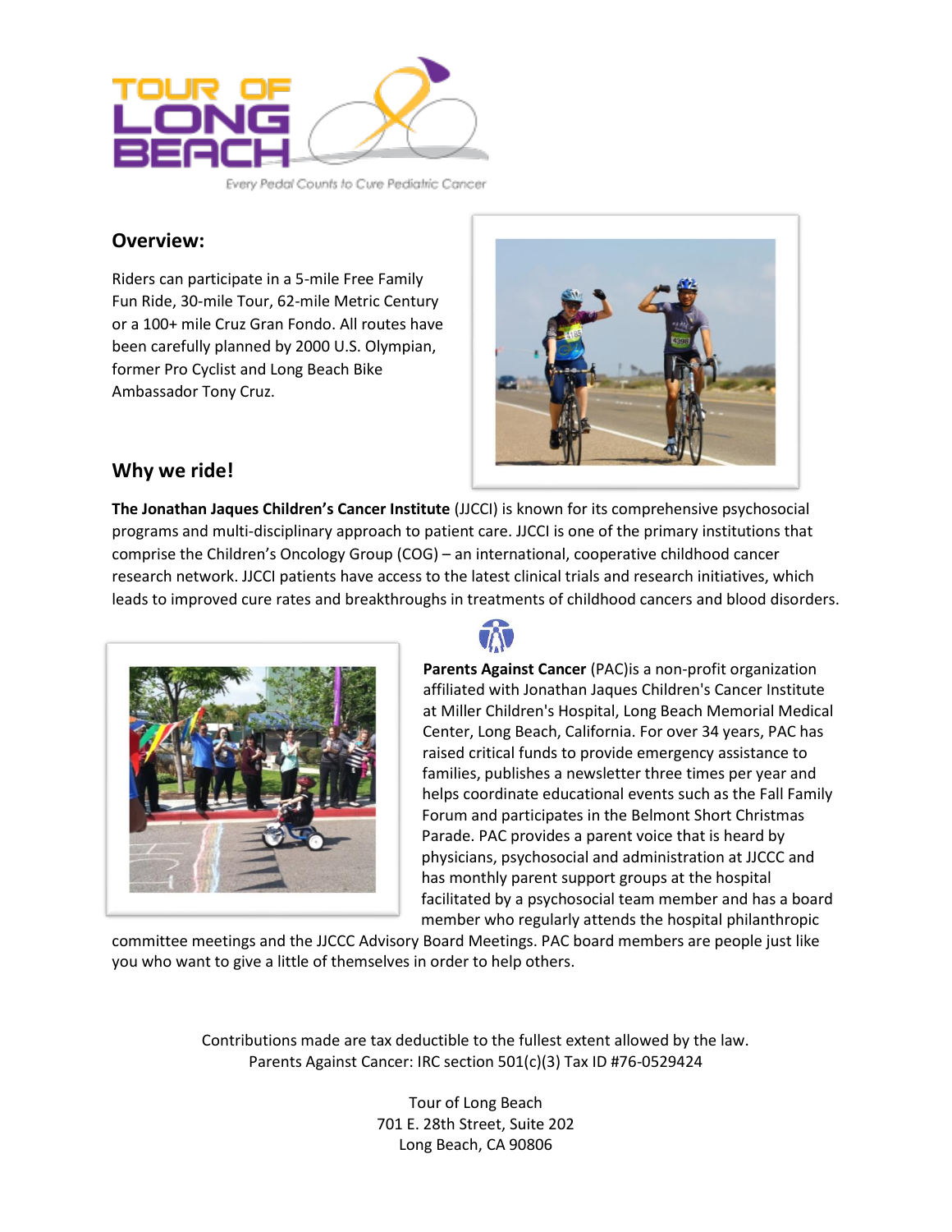# TOUR OF LONG BEACH

Every Pedal Counts to Cure Pediatric Cancer

## Overview:

Riders can participate in a 5-mile Free Family Fun Ride, 30-mile Tour, 62-mile Metric Century or a 100+ mile Cruz Gran Fondo. All routes have been carefully planned by 2000 U.S. Olympian, former Pro Cyclist and Long Beach Bike Ambassador Tony Cruz.

## Why we ride!

**The Jonathan Jaques Children's Cancer Institute** (JJCCI) is known for its comprehensive psychosocial programs and multi-disciplinary approach to patient care. JJCCI is one of the primary institutions that comprise the Children's Oncology Group (COG) – an international, cooperative childhood cancer research network. JJCCI patients have access to the latest clinical trials and research initiatives, which leads to improved cure rates and breakthroughs in treatments of childhood cancers and blood disorders.

**Parents Against Cancer** (PAC)is a non-profit organization affiliated with Jonathan Jaques Children's Cancer Institute at Miller Children's Hospital, Long Beach Memorial Medical Center, Long Beach, California. For over 34 years, PAC has raised critical funds to provide emergency assistance to families, publishes a newsletter three times per year and helps coordinate educational events such as the Fall Family Forum and participates in the Belmont Short Christmas Parade. PAC provides a parent voice that is heard by physicians, psychosocial and administration at JJCCC and has monthly parent support groups at the hospital facilitated by a psychosocial team member and has a board member who regularly attends the hospital philanthropic committee meetings and the JJCCC Advisory Board Meetings. PAC board members are people just like you who want to give a little of themselves in order to help others.

Contributions made are tax deductible to the fullest extent allowed by the law.
Parents Against Cancer: IRC section 501(c)(3) Tax ID #76-0529424

Tour of Long Beach
701 E. 28th Street, Suite 202
Long Beach, CA 90806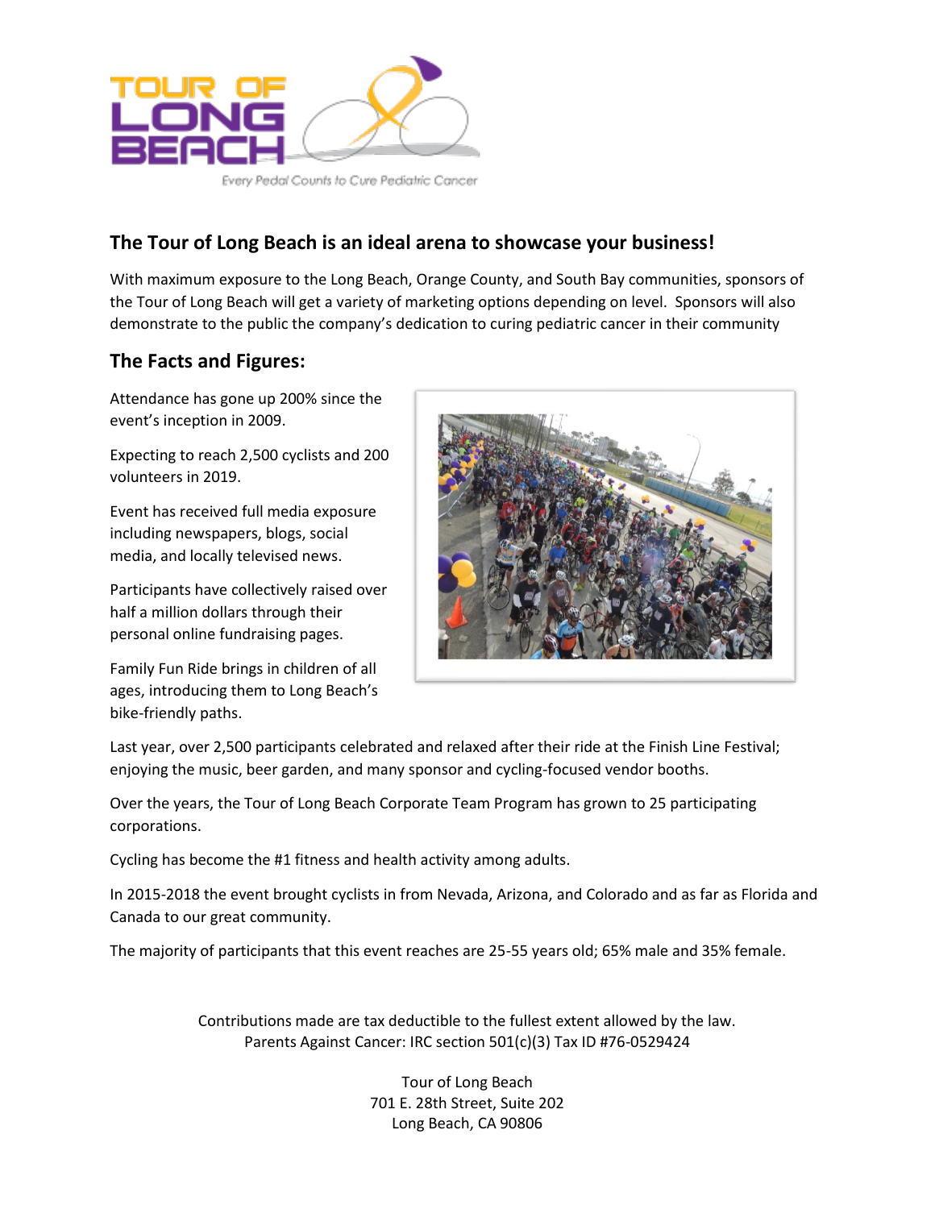TOUR OF LONG BEACH

Every Pedal Counts to Cure Pediatric Cancer

## The Tour of Long Beach is an ideal arena to showcase your business!

With maximum exposure to the Long Beach, Orange County, and South Bay communities, sponsors of the Tour of Long Beach will get a variety of marketing options depending on level. Sponsors will also demonstrate to the public the company's dedication to curing pediatric cancer in their community

## The Facts and Figures:

Attendance has gone up 200% since the event's inception in 2009.

Expecting to reach 2,500 cyclists and 200 volunteers in 2019.

Event has received full media exposure including newspapers, blogs, social media, and locally televised news.

Participants have collectively raised over half a million dollars through their personal online fundraising pages.

Family Fun Ride brings in children of all ages, introducing them to Long Beach's bike-friendly paths.

Last year, over 2,500 participants celebrated and relaxed after their ride at the Finish Line Festival; enjoying the music, beer garden, and many sponsor and cycling-focused vendor booths.

Over the years, the Tour of Long Beach Corporate Team Program has grown to 25 participating corporations.

Cycling has become the #1 fitness and health activity among adults.

In 2015-2018 the event brought cyclists in from Nevada, Arizona, and Colorado and as far as Florida and Canada to our great community.

The majority of participants that this event reaches are 25-55 years old; 65% male and 35% female.

Contributions made are tax deductible to the fullest extent allowed by the law.
Parents Against Cancer: IRC section 501(c)(3) Tax ID #76-0529424

Tour of Long Beach
701 E. 28th Street, Suite 202
Long Beach, CA 90806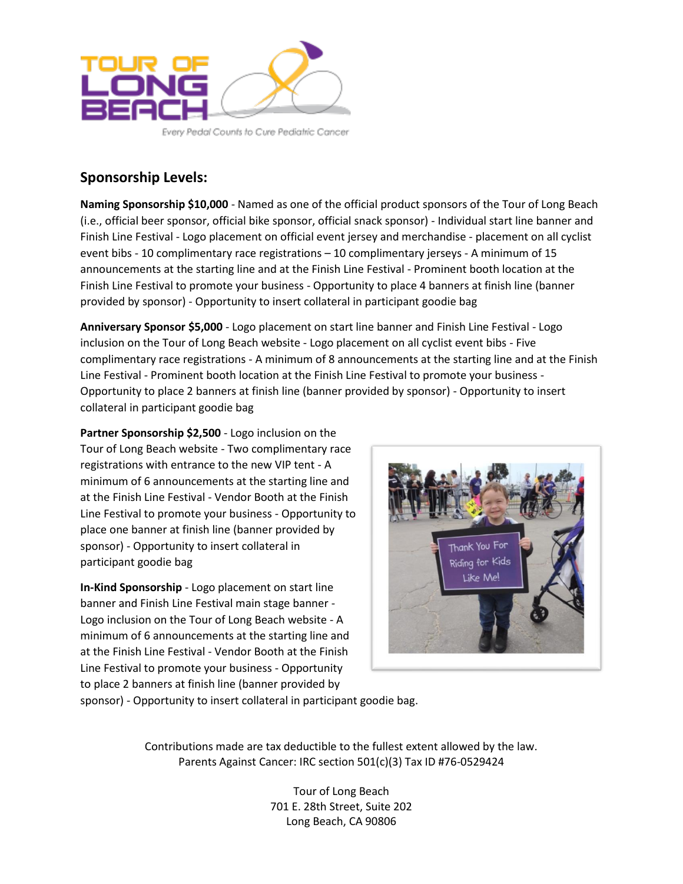## Sponsorship Levels:

**Naming Sponsorship $10,000** - Named as one of the official product sponsors of the Tour of Long Beach (i.e., official beer sponsor, official bike sponsor, official snack sponsor) - Individual start line banner and Finish Line Festival - Logo placement on official event jersey and merchandise - placement on all cyclist event bibs - 10 complimentary race registrations – 10 complimentary jerseys - A minimum of 15 announcements at the starting line and at the Finish Line Festival - Prominent booth location at the Finish Line Festival to promote your business - Opportunity to place 4 banners at finish line (banner provided by sponsor) - Opportunity to insert collateral in participant goodie bag

**Anniversary Sponsor $5,000** - Logo placement on start line banner and Finish Line Festival - Logo inclusion on the Tour of Long Beach website - Logo placement on all cyclist event bibs - Five complimentary race registrations - A minimum of 8 announcements at the starting line and at the Finish Line Festival - Prominent booth location at the Finish Line Festival to promote your business - Opportunity to place 2 banners at finish line (banner provided by sponsor) - Opportunity to insert collateral in participant goodie bag

**Partner Sponsorship $2,500** - Logo inclusion on the Tour of Long Beach website - Two complimentary race registrations with entrance to the new VIP tent - A minimum of 6 announcements at the starting line and at the Finish Line Festival - Vendor Booth at the Finish Line Festival to promote your business - Opportunity to place one banner at finish line (banner provided by sponsor) - Opportunity to insert collateral in participant goodie bag

**In-Kind Sponsorship** - Logo placement on start line banner and Finish Line Festival main stage banner - Logo inclusion on the Tour of Long Beach website - A minimum of 6 announcements at the starting line and at the Finish Line Festival - Vendor Booth at the Finish Line Festival to promote your business - Opportunity to place 2 banners at finish line (banner provided by sponsor) - Opportunity to insert collateral in participant goodie bag.

Contributions made are tax deductible to the fullest extent allowed by the law.
Parents Against Cancer: IRC section 501(c)(3) Tax ID #76-0529424

Tour of Long Beach
701 E. 28th Street, Suite 202
Long Beach, CA 90806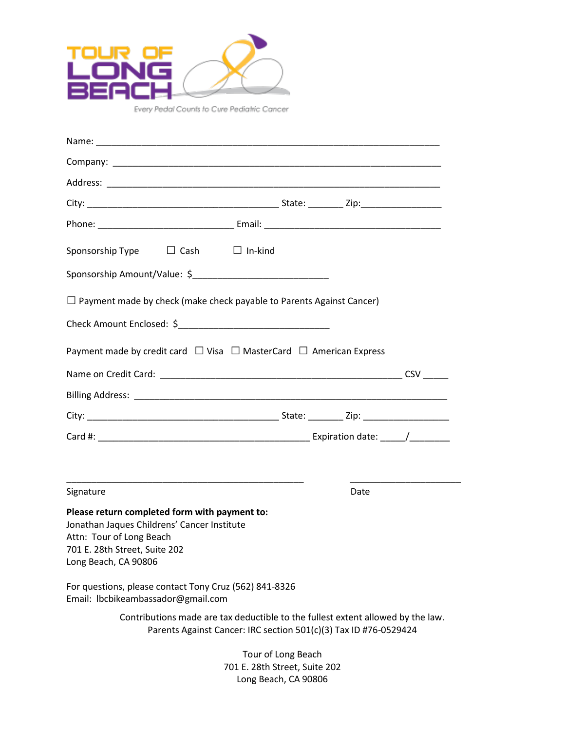TOUR OF LONG BEACH

Every Pedal Counts to Cure Pediatric Cancer

Name: ______________________________________________________________________

Company: ____________________________________________________________________

Address: ____________________________________________________________________

City: ______________________________________ State: _______ Zip: ________________

Phone: ___________________________ Email: ____________________________________

Sponsorship Type ☐ Cash ☐ In-kind

Sponsorship Amount/Value: $___________________________

☐ Payment made by check (make check payable to Parents Against Cancer)

Check Amount Enclosed: $______________________________

Payment made by credit card ☐ Visa ☐ MasterCard ☐ American Express

Name on Credit Card: _________________________________________________ CSV _____

Billing Address: ______________________________________________________________

City: ______________________________________ State: _______ Zip: _________________

Card #: ___________________________________________ Expiration date: _____/________

_______________________________________________ ______________________

Signature Date

**Please return completed form with payment to:**
Jonathan Jaques Childrens' Cancer Institute
Attn: Tour of Long Beach
701 E. 28th Street, Suite 202
Long Beach, CA 90806

For questions, please contact Tony Cruz (562) 841-8326
Email: lbcbikeambassador@gmail.com

Contributions made are tax deductible to the fullest extent allowed by the law.
Parents Against Cancer: IRC section 501(c)(3) Tax ID #76-0529424

Tour of Long Beach
701 E. 28th Street, Suite 202
Long Beach, CA 90806